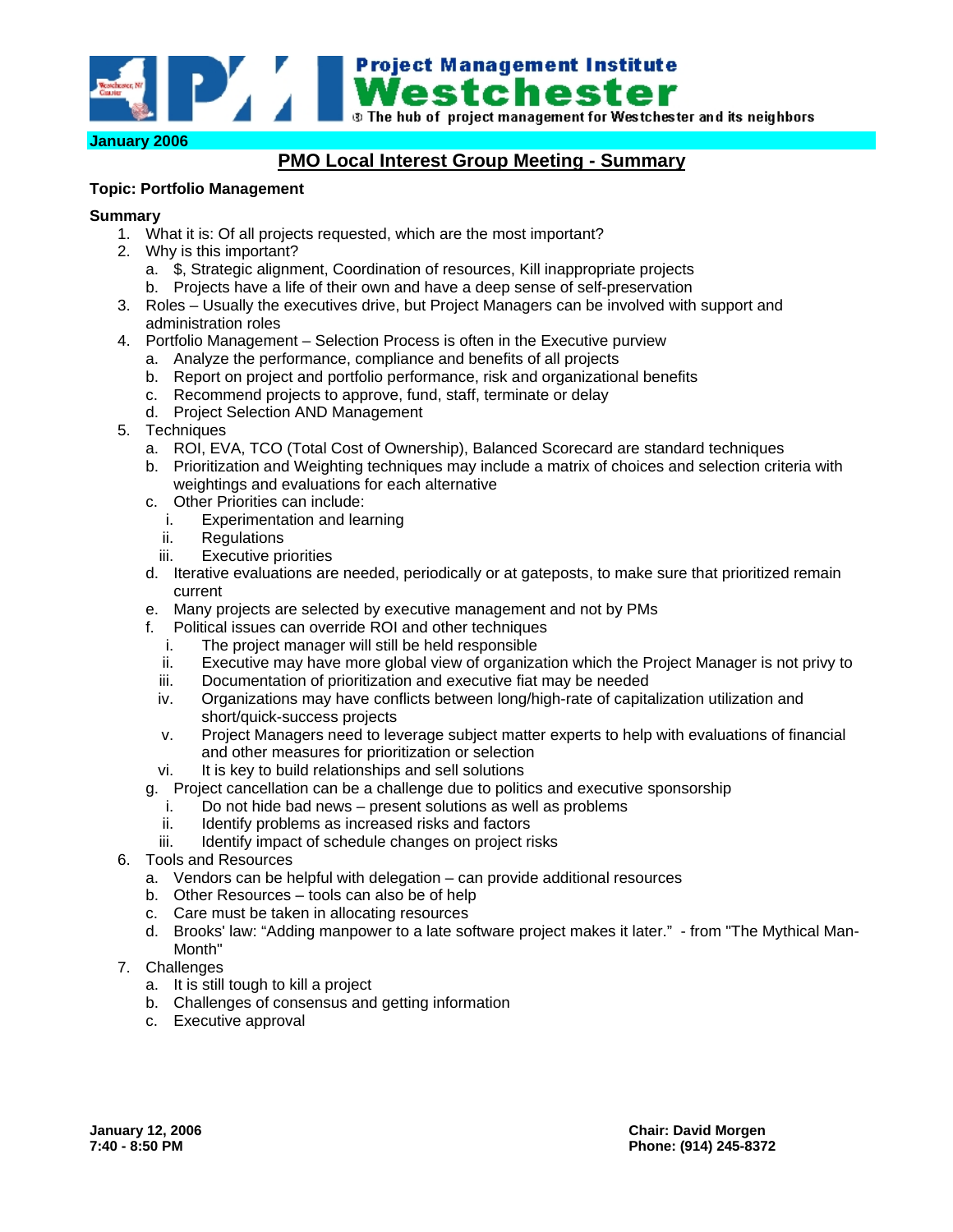**Project Management Institute**
**Westchester**
The hub of project management for Westchester and its neighbors

**January 2006**

# PMO Local Interest Group Meeting - Summary

**Topic: Portfolio Management**

**Summary**

1. What it is: Of all projects requested, which are the most important?
2. Why is this important?
   a. $, Strategic alignment, Coordination of resources, Kill inappropriate projects
   b. Projects have a life of their own and have a deep sense of self-preservation
3. Roles – Usually the executives drive, but Project Managers can be involved with support and administration roles
4. Portfolio Management – Selection Process is often in the Executive purview
   a. Analyze the performance, compliance and benefits of all projects
   b. Report on project and portfolio performance, risk and organizational benefits
   c. Recommend projects to approve, fund, staff, terminate or delay
   d. Project Selection AND Management
5. Techniques
   a. ROI, EVA, TCO (Total Cost of Ownership), Balanced Scorecard are standard techniques
   b. Prioritization and Weighting techniques may include a matrix of choices and selection criteria with weightings and evaluations for each alternative
   c. Other Priorities can include:
      i. Experimentation and learning
      ii. Regulations
      iii. Executive priorities
   d. Iterative evaluations are needed, periodically or at gateposts, to make sure that prioritized remain current
   e. Many projects are selected by executive management and not by PMs
   f. Political issues can override ROI and other techniques
      i. The project manager will still be held responsible
      ii. Executive may have more global view of organization which the Project Manager is not privy to
      iii. Documentation of prioritization and executive fiat may be needed
      iv. Organizations may have conflicts between long/high-rate of capitalization utilization and short/quick-success projects
      v. Project Managers need to leverage subject matter experts to help with evaluations of financial and other measures for prioritization or selection
      vi. It is key to build relationships and sell solutions
   g. Project cancellation can be a challenge due to politics and executive sponsorship
      i. Do not hide bad news – present solutions as well as problems
      ii. Identify problems as increased risks and factors
      iii. Identify impact of schedule changes on project risks
6. Tools and Resources
   a. Vendors can be helpful with delegation – can provide additional resources
   b. Other Resources – tools can also be of help
   c. Care must be taken in allocating resources
   d. Brooks' law: "Adding manpower to a late software project makes it later." - from "The Mythical Man-Month"
7. Challenges
   a. It is still tough to kill a project
   b. Challenges of consensus and getting information
   c. Executive approval

**January 12, 2006**
**7:40 - 8:50 PM**

**Chair: David Morgen**
**Phone: (914) 245-8372**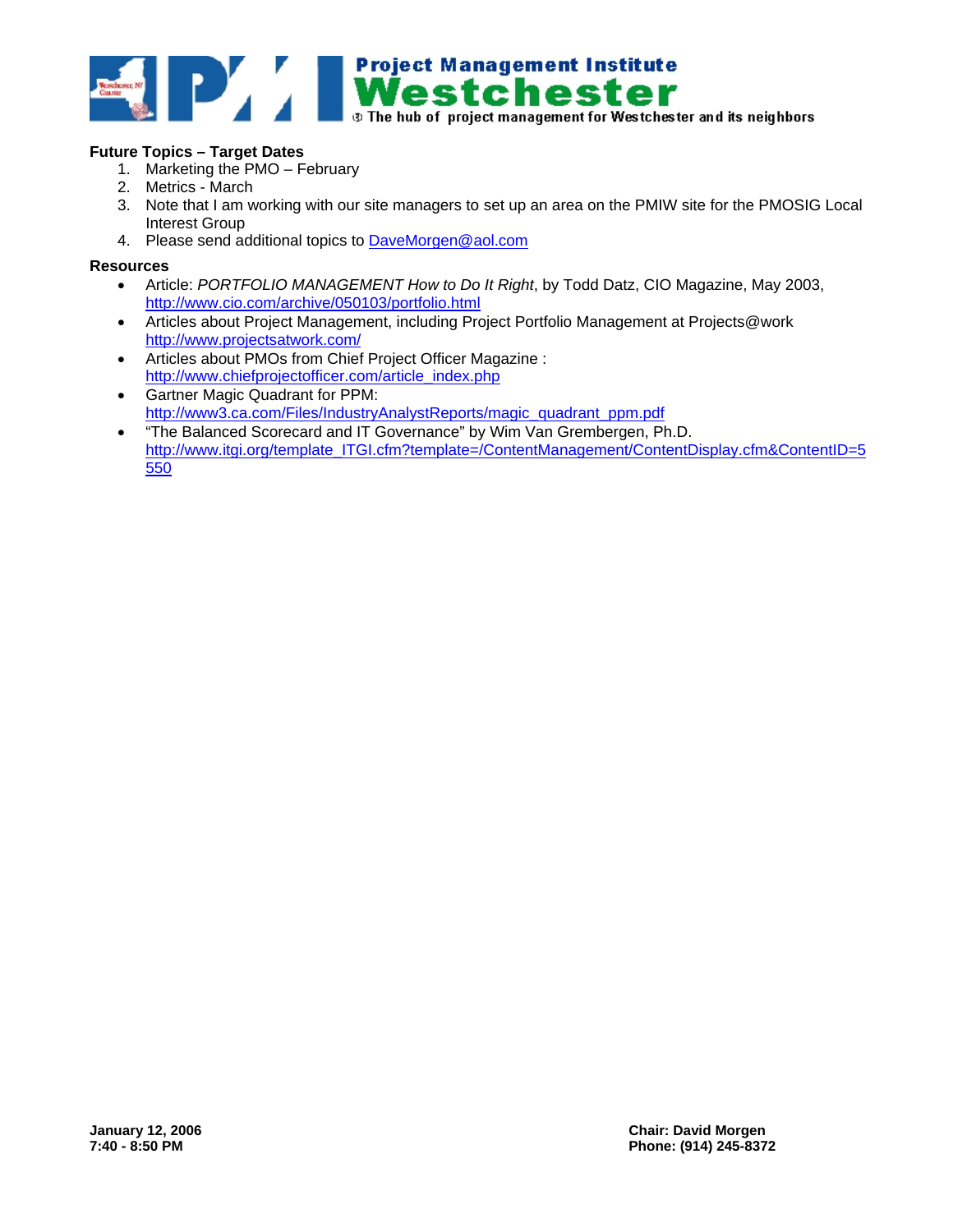**Future Topics – Target Dates**

1. Marketing the PMO – February
2. Metrics - March
3. Note that I am working with our site managers to set up an area on the PMIW site for the PMOSIG Local Interest Group
4. Please send additional topics to DaveMorgen@aol.com

**Resources**

- Article: *PORTFOLIO MANAGEMENT How to Do It Right*, by Todd Datz, CIO Magazine, May 2003, http://www.cio.com/archive/050103/portfolio.html
- Articles about Project Management, including Project Portfolio Management at Projects@work http://www.projectsatwork.com/
- Articles about PMOs from Chief Project Officer Magazine : http://www.chiefprojectofficer.com/article_index.php
- Gartner Magic Quadrant for PPM: http://www3.ca.com/Files/IndustryAnalystReports/magic_quadrant_ppm.pdf
- "The Balanced Scorecard and IT Governance" by Wim Van Grembergen, Ph.D. http://www.itgi.org/template_ITGI.cfm?template=/ContentManagement/ContentDisplay.cfm&ContentID=5550